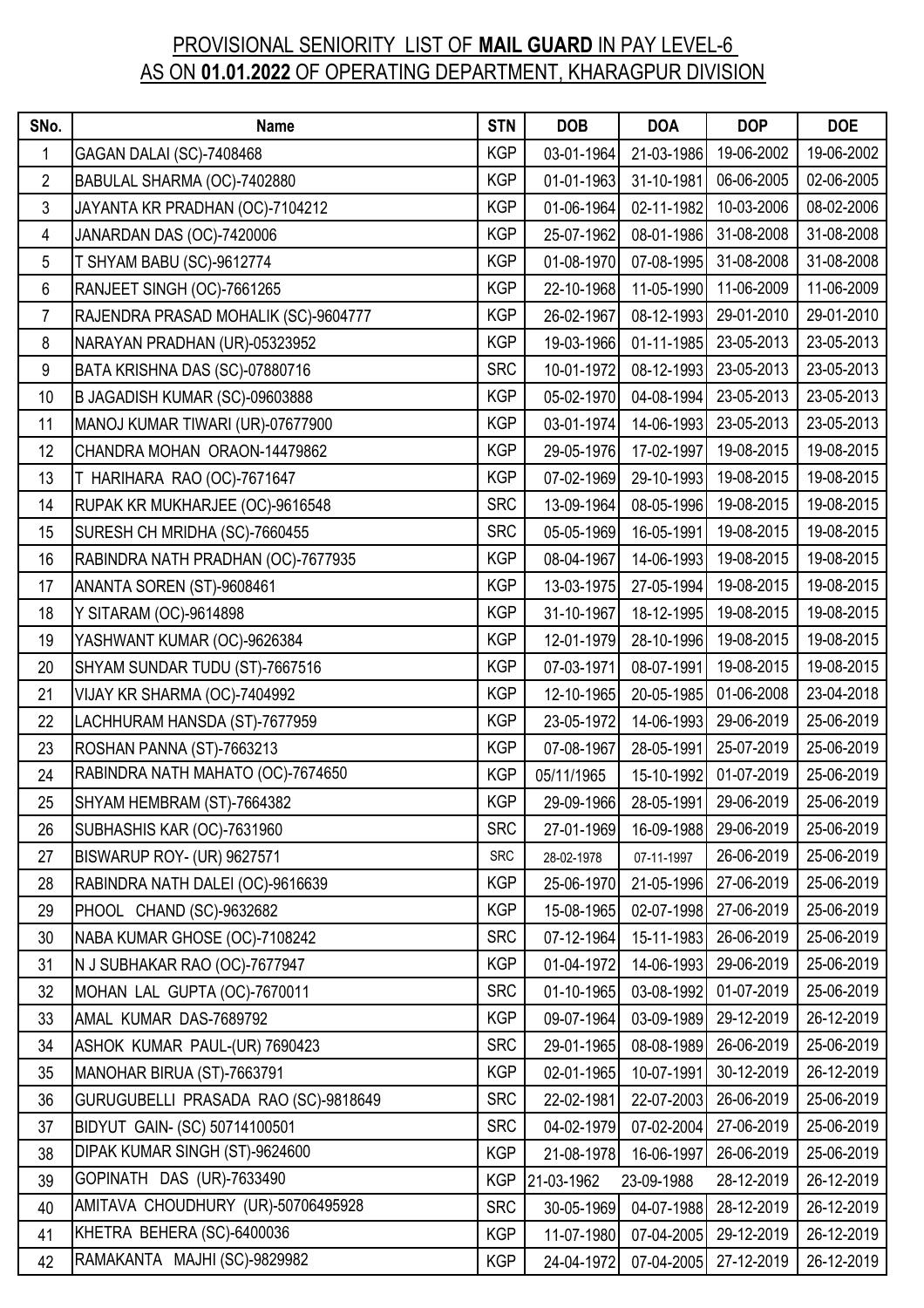# PROVISIONAL SENIORITY LIST OF **MAIL GUARD** IN PAY LEVEL-6 AS ON **01.01.2022** OF OPERATING DEPARTMENT, KHARAGPUR DIVISION

| SNo. | Name | STN | DOB | DOA | DOP | DOE |
|---|---|---|---|---|---|---|
| 1 | GAGAN DALAI (SC)-7408468 | KGP | 03-01-1964 | 21-03-1986 | 19-06-2002 | 19-06-2002 |
| 2 | BABULAL SHARMA (OC)-7402880 | KGP | 01-01-1963 | 31-10-1981 | 06-06-2005 | 02-06-2005 |
| 3 | JAYANTA KR PRADHAN (OC)-7104212 | KGP | 01-06-1964 | 02-11-1982 | 10-03-2006 | 08-02-2006 |
| 4 | JANARDAN DAS (OC)-7420006 | KGP | 25-07-1962 | 08-01-1986 | 31-08-2008 | 31-08-2008 |
| 5 | T SHYAM BABU (SC)-9612774 | KGP | 01-08-1970 | 07-08-1995 | 31-08-2008 | 31-08-2008 |
| 6 | RANJEET SINGH (OC)-7661265 | KGP | 22-10-1968 | 11-05-1990 | 11-06-2009 | 11-06-2009 |
| 7 | RAJENDRA PRASAD MOHALIK (SC)-9604777 | KGP | 26-02-1967 | 08-12-1993 | 29-01-2010 | 29-01-2010 |
| 8 | NARAYAN PRADHAN (UR)-05323952 | KGP | 19-03-1966 | 01-11-1985 | 23-05-2013 | 23-05-2013 |
| 9 | BATA KRISHNA DAS (SC)-07880716 | SRC | 10-01-1972 | 08-12-1993 | 23-05-2013 | 23-05-2013 |
| 10 | B JAGADISH KUMAR (SC)-09603888 | KGP | 05-02-1970 | 04-08-1994 | 23-05-2013 | 23-05-2013 |
| 11 | MANOJ KUMAR TIWARI (UR)-07677900 | KGP | 03-01-1974 | 14-06-1993 | 23-05-2013 | 23-05-2013 |
| 12 | CHANDRA MOHAN ORAON-14479862 | KGP | 29-05-1976 | 17-02-1997 | 19-08-2015 | 19-08-2015 |
| 13 | T HARIHARA RAO (OC)-7671647 | KGP | 07-02-1969 | 29-10-1993 | 19-08-2015 | 19-08-2015 |
| 14 | RUPAK KR MUKHARJEE (OC)-9616548 | SRC | 13-09-1964 | 08-05-1996 | 19-08-2015 | 19-08-2015 |
| 15 | SURESH CH MRIDHA (SC)-7660455 | SRC | 05-05-1969 | 16-05-1991 | 19-08-2015 | 19-08-2015 |
| 16 | RABINDRA NATH PRADHAN (OC)-7677935 | KGP | 08-04-1967 | 14-06-1993 | 19-08-2015 | 19-08-2015 |
| 17 | ANANTA SOREN (ST)-9608461 | KGP | 13-03-1975 | 27-05-1994 | 19-08-2015 | 19-08-2015 |
| 18 | Y SITARAM (OC)-9614898 | KGP | 31-10-1967 | 18-12-1995 | 19-08-2015 | 19-08-2015 |
| 19 | YASHWANT KUMAR (OC)-9626384 | KGP | 12-01-1979 | 28-10-1996 | 19-08-2015 | 19-08-2015 |
| 20 | SHYAM SUNDAR TUDU (ST)-7667516 | KGP | 07-03-1971 | 08-07-1991 | 19-08-2015 | 19-08-2015 |
| 21 | VIJAY KR SHARMA (OC)-7404992 | KGP | 12-10-1965 | 20-05-1985 | 01-06-2008 | 23-04-2018 |
| 22 | LACHHURAM HANSDA (ST)-7677959 | KGP | 23-05-1972 | 14-06-1993 | 29-06-2019 | 25-06-2019 |
| 23 | ROSHAN PANNA (ST)-7663213 | KGP | 07-08-1967 | 28-05-1991 | 25-07-2019 | 25-06-2019 |
| 24 | RABINDRA NATH MAHATO (OC)-7674650 | KGP | 05/11/1965 | 15-10-1992 | 01-07-2019 | 25-06-2019 |
| 25 | SHYAM HEMBRAM (ST)-7664382 | KGP | 29-09-1966 | 28-05-1991 | 29-06-2019 | 25-06-2019 |
| 26 | SUBHASHIS KAR (OC)-7631960 | SRC | 27-01-1969 | 16-09-1988 | 29-06-2019 | 25-06-2019 |
| 27 | BISWARUP ROY- (UR) 9627571 | SRC | 28-02-1978 | 07-11-1997 | 26-06-2019 | 25-06-2019 |
| 28 | RABINDRA NATH DALEI (OC)-9616639 | KGP | 25-06-1970 | 21-05-1996 | 27-06-2019 | 25-06-2019 |
| 29 | PHOOL CHAND (SC)-9632682 | KGP | 15-08-1965 | 02-07-1998 | 27-06-2019 | 25-06-2019 |
| 30 | NABA KUMAR GHOSE (OC)-7108242 | SRC | 07-12-1964 | 15-11-1983 | 26-06-2019 | 25-06-2019 |
| 31 | N J SUBHAKAR RAO (OC)-7677947 | KGP | 01-04-1972 | 14-06-1993 | 29-06-2019 | 25-06-2019 |
| 32 | MOHAN LAL GUPTA (OC)-7670011 | SRC | 01-10-1965 | 03-08-1992 | 01-07-2019 | 25-06-2019 |
| 33 | AMAL KUMAR DAS-7689792 | KGP | 09-07-1964 | 03-09-1989 | 29-12-2019 | 26-12-2019 |
| 34 | ASHOK KUMAR PAUL-(UR) 7690423 | SRC | 29-01-1965 | 08-08-1989 | 26-06-2019 | 25-06-2019 |
| 35 | MANOHAR BIRUA (ST)-7663791 | KGP | 02-01-1965 | 10-07-1991 | 30-12-2019 | 26-12-2019 |
| 36 | GURUGUBELLI PRASADA RAO (SC)-9818649 | SRC | 22-02-1981 | 22-07-2003 | 26-06-2019 | 25-06-2019 |
| 37 | BIDYUT GAIN- (SC) 50714100501 | SRC | 04-02-1979 | 07-02-2004 | 27-06-2019 | 25-06-2019 |
| 38 | DIPAK KUMAR SINGH (ST)-9624600 | KGP | 21-08-1978 | 16-06-1997 | 26-06-2019 | 25-06-2019 |
| 39 | GOPINATH DAS (UR)-7633490 | KGP | 21-03-1962 | 23-09-1988 | 28-12-2019 | 26-12-2019 |
| 40 | AMITAVA CHOUDHURY (UR)-50706495928 | SRC | 30-05-1969 | 04-07-1988 | 28-12-2019 | 26-12-2019 |
| 41 | KHETRA BEHERA (SC)-6400036 | KGP | 11-07-1980 | 07-04-2005 | 29-12-2019 | 26-12-2019 |
| 42 | RAMAKANTA MAJHI (SC)-9829982 | KGP | 24-04-1972 | 07-04-2005 | 27-12-2019 | 26-12-2019 |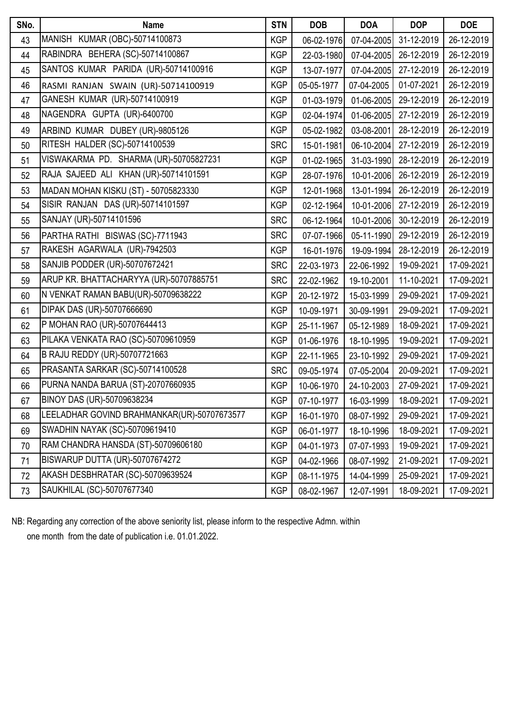| SNo. | Name | STN | DOB | DOA | DOP | DOE |
|---|---|---|---|---|---|---|
| 43 | MANISH KUMAR (OBC)-50714100873 | KGP | 06-02-1976 | 07-04-2005 | 31-12-2019 | 26-12-2019 |
| 44 | RABINDRA BEHERA (SC)-50714100867 | KGP | 22-03-1980 | 07-04-2005 | 26-12-2019 | 26-12-2019 |
| 45 | SANTOS KUMAR PARIDA (UR)-50714100916 | KGP | 13-07-1977 | 07-04-2005 | 27-12-2019 | 26-12-2019 |
| 46 | RASMI RANJAN SWAIN (UR)-50714100919 | KGP | 05-05-1977 | 07-04-2005 | 01-07-2021 | 26-12-2019 |
| 47 | GANESH KUMAR (UR)-50714100919 | KGP | 01-03-1979 | 01-06-2005 | 29-12-2019 | 26-12-2019 |
| 48 | NAGENDRA GUPTA (UR)-6400700 | KGP | 02-04-1974 | 01-06-2005 | 27-12-2019 | 26-12-2019 |
| 49 | ARBIND KUMAR DUBEY (UR)-9805126 | KGP | 05-02-1982 | 03-08-2001 | 28-12-2019 | 26-12-2019 |
| 50 | RITESH HALDER (SC)-50714100539 | SRC | 15-01-1981 | 06-10-2004 | 27-12-2019 | 26-12-2019 |
| 51 | VISWAKARMA PD. SHARMA (UR)-50705827231 | KGP | 01-02-1965 | 31-03-1990 | 28-12-2019 | 26-12-2019 |
| 52 | RAJA SAJEED ALI KHAN (UR)-50714101591 | KGP | 28-07-1976 | 10-01-2006 | 26-12-2019 | 26-12-2019 |
| 53 | MADAN MOHAN KISKU (ST) - 50705823330 | KGP | 12-01-1968 | 13-01-1994 | 26-12-2019 | 26-12-2019 |
| 54 | SISIR RANJAN DAS (UR)-50714101597 | KGP | 02-12-1964 | 10-01-2006 | 27-12-2019 | 26-12-2019 |
| 55 | SANJAY (UR)-50714101596 | SRC | 06-12-1964 | 10-01-2006 | 30-12-2019 | 26-12-2019 |
| 56 | PARTHA RATHI BISWAS (SC)-7711943 | SRC | 07-07-1966 | 05-11-1990 | 29-12-2019 | 26-12-2019 |
| 57 | RAKESH AGARWALA (UR)-7942503 | KGP | 16-01-1976 | 19-09-1994 | 28-12-2019 | 26-12-2019 |
| 58 | SANJIB PODDER (UR)-50707672421 | SRC | 22-03-1973 | 22-06-1992 | 19-09-2021 | 17-09-2021 |
| 59 | ARUP KR. BHATTACHARYYA (UR)-50707885751 | SRC | 22-02-1962 | 19-10-2001 | 11-10-2021 | 17-09-2021 |
| 60 | N VENKAT RAMAN BABU(UR)-50709638222 | KGP | 20-12-1972 | 15-03-1999 | 29-09-2021 | 17-09-2021 |
| 61 | DIPAK DAS (UR)-50707666690 | KGP | 10-09-1971 | 30-09-1991 | 29-09-2021 | 17-09-2021 |
| 62 | P MOHAN RAO (UR)-50707644413 | KGP | 25-11-1967 | 05-12-1989 | 18-09-2021 | 17-09-2021 |
| 63 | PILAKA VENKATA RAO (SC)-50709610959 | KGP | 01-06-1976 | 18-10-1995 | 19-09-2021 | 17-09-2021 |
| 64 | B RAJU REDDY (UR)-50707721663 | KGP | 22-11-1965 | 23-10-1992 | 29-09-2021 | 17-09-2021 |
| 65 | PRASANTA SARKAR (SC)-50714100528 | SRC | 09-05-1974 | 07-05-2004 | 20-09-2021 | 17-09-2021 |
| 66 | PURNA NANDA BARUA (ST)-20707660935 | KGP | 10-06-1970 | 24-10-2003 | 27-09-2021 | 17-09-2021 |
| 67 | BINOY DAS (UR)-50709638234 | KGP | 07-10-1977 | 16-03-1999 | 18-09-2021 | 17-09-2021 |
| 68 | LEELADHAR GOVIND BRAHMANKAR(UR)-50707673577 | KGP | 16-01-1970 | 08-07-1992 | 29-09-2021 | 17-09-2021 |
| 69 | SWADHIN NAYAK (SC)-50709619410 | KGP | 06-01-1977 | 18-10-1996 | 18-09-2021 | 17-09-2021 |
| 70 | RAM CHANDRA HANSDA (ST)-50709606180 | KGP | 04-01-1973 | 07-07-1993 | 19-09-2021 | 17-09-2021 |
| 71 | BISWARUP DUTTA (UR)-50707674272 | KGP | 04-02-1966 | 08-07-1992 | 21-09-2021 | 17-09-2021 |
| 72 | AKASH DESBHRATAR (SC)-50709639524 | KGP | 08-11-1975 | 14-04-1999 | 25-09-2021 | 17-09-2021 |
| 73 | SAUKHILAL (SC)-50707677340 | KGP | 08-02-1967 | 12-07-1991 | 18-09-2021 | 17-09-2021 |

NB: Regarding any correction of the above seniority list, please inform to the respective Admn. within one month from the date of publication i.e. 01.01.2022.